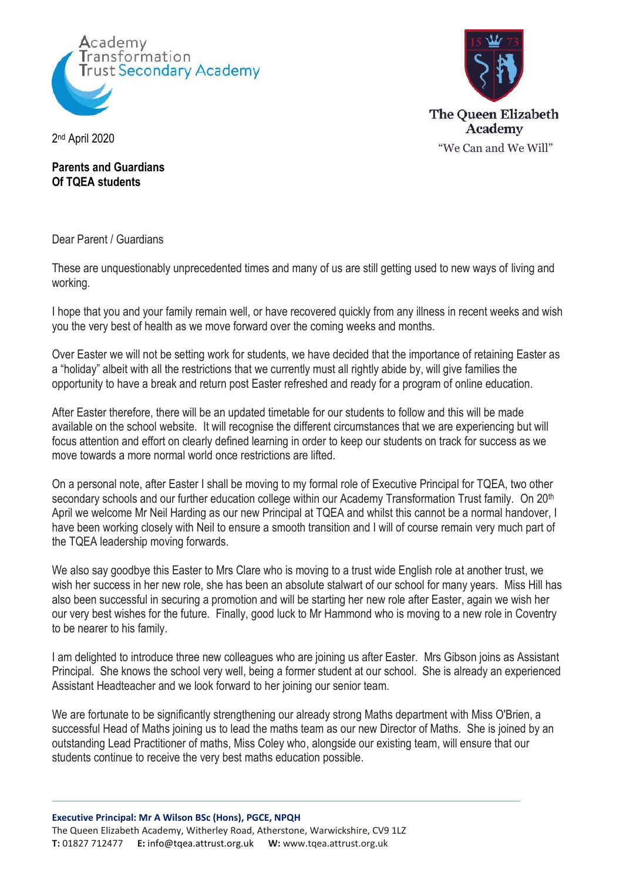Academy Transformation Trust Secondary Academy

The Queen Elizabeth Academy

"We Can and We Will"

2nd April 2020

**Parents and Guardians**
**Of TQEA students**

Dear Parent / Guardians

These are unquestionably unprecedented times and many of us are still getting used to new ways of living and working.

I hope that you and your family remain well, or have recovered quickly from any illness in recent weeks and wish you the very best of health as we move forward over the coming weeks and months.

Over Easter we will not be setting work for students, we have decided that the importance of retaining Easter as a "holiday" albeit with all the restrictions that we currently must all rightly abide by, will give families the opportunity to have a break and return post Easter refreshed and ready for a program of online education.

After Easter therefore, there will be an updated timetable for our students to follow and this will be made available on the school website. It will recognise the different circumstances that we are experiencing but will focus attention and effort on clearly defined learning in order to keep our students on track for success as we move towards a more normal world once restrictions are lifted.

On a personal note, after Easter I shall be moving to my formal role of Executive Principal for TQEA, two other secondary schools and our further education college within our Academy Transformation Trust family. On 20th April we welcome Mr Neil Harding as our new Principal at TQEA and whilst this cannot be a normal handover, I have been working closely with Neil to ensure a smooth transition and I will of course remain very much part of the TQEA leadership moving forwards.

We also say goodbye this Easter to Mrs Clare who is moving to a trust wide English role at another trust, we wish her success in her new role, she has been an absolute stalwart of our school for many years. Miss Hill has also been successful in securing a promotion and will be starting her new role after Easter, again we wish her our very best wishes for the future. Finally, good luck to Mr Hammond who is moving to a new role in Coventry to be nearer to his family.

I am delighted to introduce three new colleagues who are joining us after Easter. Mrs Gibson joins as Assistant Principal. She knows the school very well, being a former student at our school. She is already an experienced Assistant Headteacher and we look forward to her joining our senior team.

We are fortunate to be significantly strengthening our already strong Maths department with Miss O'Brien, a successful Head of Maths joining us to lead the maths team as our new Director of Maths. She is joined by an outstanding Lead Practitioner of maths, Miss Coley who, alongside our existing team, will ensure that our students continue to receive the very best maths education possible.

**Executive Principal: Mr A Wilson BSc (Hons), PGCE, NPQH**
The Queen Elizabeth Academy, Witherley Road, Atherstone, Warwickshire, CV9 1LZ
**T:** 01827 712477 **E:** info@tqea.attrust.org.uk **W:** www.tqea.attrust.org.uk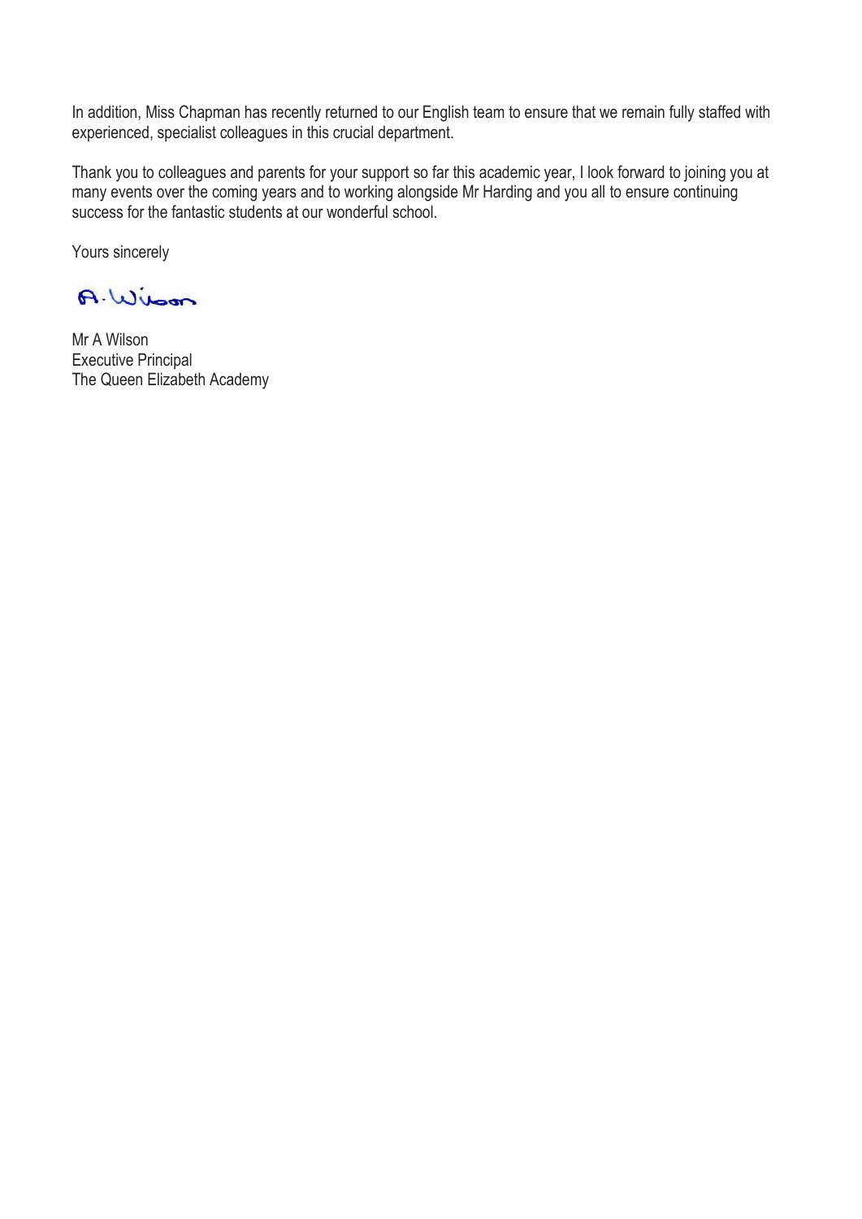In addition, Miss Chapman has recently returned to our English team to ensure that we remain fully staffed with experienced, specialist colleagues in this crucial department.

Thank you to colleagues and parents for your support so far this academic year, I look forward to joining you at many events over the coming years and to working alongside Mr Harding and you all to ensure continuing success for the fantastic students at our wonderful school.

Yours sincerely

A. Wilson

Mr A Wilson
Executive Principal
The Queen Elizabeth Academy